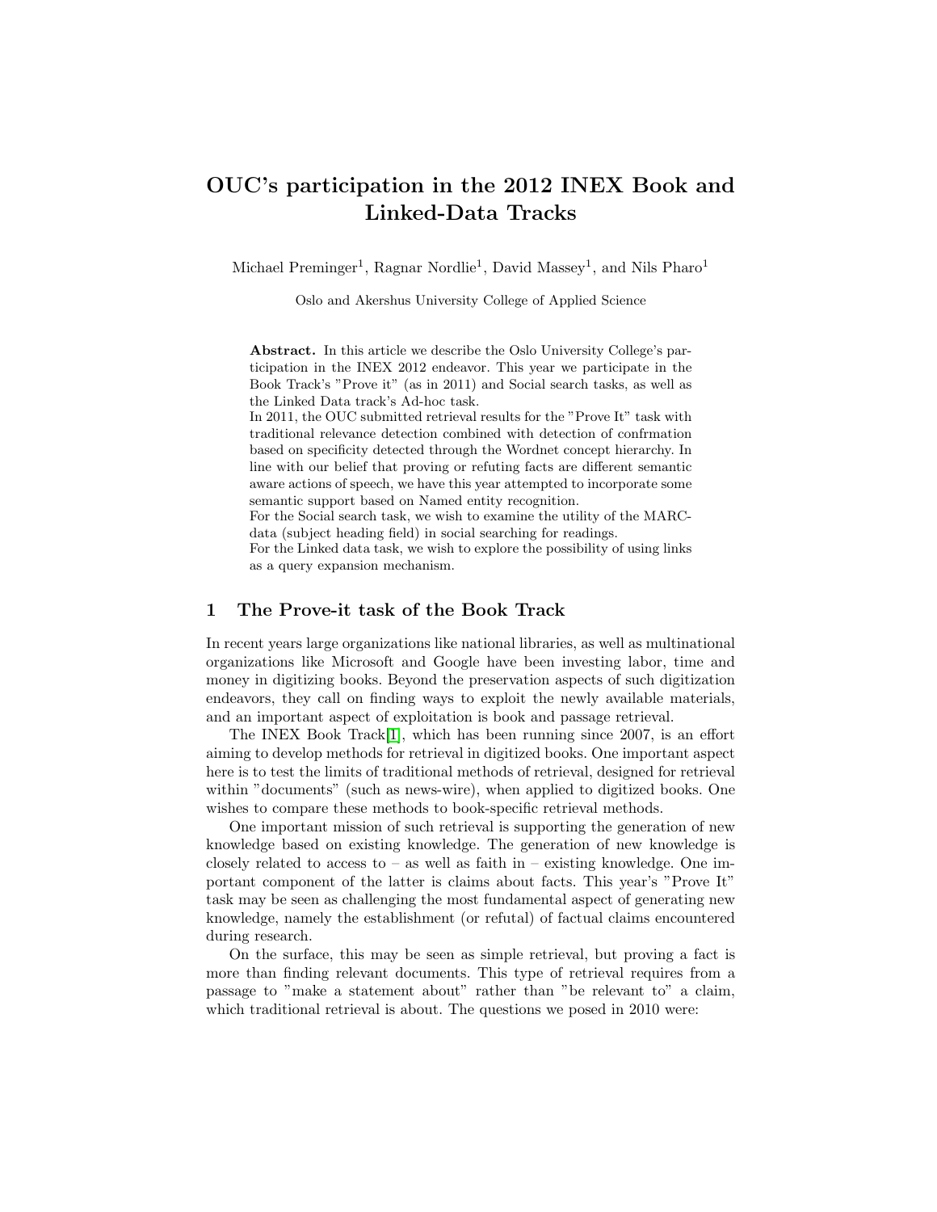# OUC's participation in the 2012 INEX Book and Linked-Data Tracks

Michael Preminger[1], Ragnar Nordlie[1], David Massey[1], and Nils Pharo[1]

Oslo and Akershus University College of Applied Science

**Abstract.** In this article we describe the Oslo University College's participation in the INEX 2012 endeavor. This year we participate in the Book Track's "Prove it" (as in 2011) and Social search tasks, as well as the Linked Data track's Ad-hoc task.

In 2011, the OUC submitted retrieval results for the "Prove It" task with traditional relevance detection combined with detection of confrmation based on specificity detected through the Wordnet concept hierarchy. In line with our belief that proving or refuting facts are different semantic aware actions of speech, we have this year attempted to incorporate some semantic support based on Named entity recognition.

For the Social search task, we wish to examine the utility of the MARC-data (subject heading field) in social searching for readings.

For the Linked data task, we wish to explore the possibility of using links as a query expansion mechanism.

## 1 The Prove-it task of the Book Track

In recent years large organizations like national libraries, as well as multinational organizations like Microsoft and Google have been investing labor, time and money in digitizing books. Beyond the preservation aspects of such digitization endeavors, they call on finding ways to exploit the newly available materials, and an important aspect of exploitation is book and passage retrieval.

The INEX Book Track[1], which has been running since 2007, is an effort aiming to develop methods for retrieval in digitized books. One important aspect here is to test the limits of traditional methods of retrieval, designed for retrieval within "documents" (such as news-wire), when applied to digitized books. One wishes to compare these methods to book-specific retrieval methods.

One important mission of such retrieval is supporting the generation of new knowledge based on existing knowledge. The generation of new knowledge is closely related to access to – as well as faith in – existing knowledge. One important component of the latter is claims about facts. This year's "Prove It" task may be seen as challenging the most fundamental aspect of generating new knowledge, namely the establishment (or refutal) of factual claims encountered during research.

On the surface, this may be seen as simple retrieval, but proving a fact is more than finding relevant documents. This type of retrieval requires from a passage to "make a statement about" rather than "be relevant to" a claim, which traditional retrieval is about. The questions we posed in 2010 were: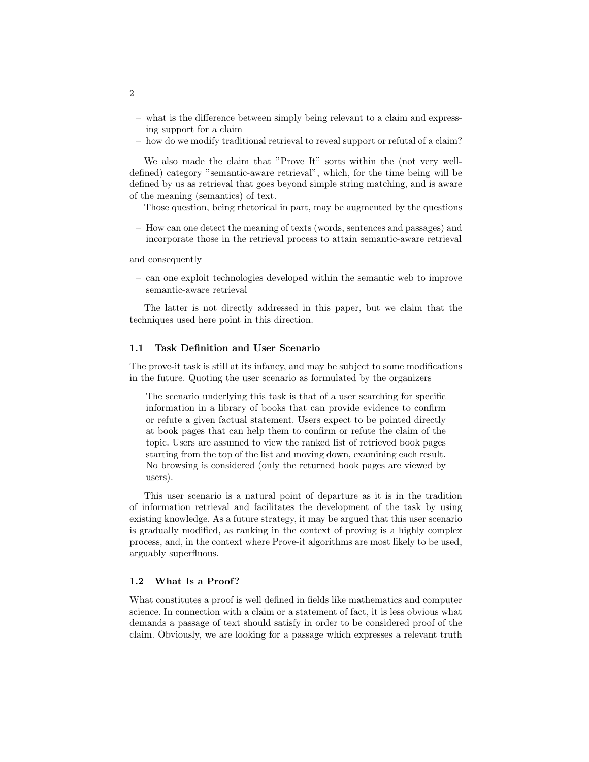- what is the difference between simply being relevant to a claim and expressing support for a claim
- how do we modify traditional retrieval to reveal support or refutal of a claim?

We also made the claim that "Prove It" sorts within the (not very well-defined) category "semantic-aware retrieval", which, for the time being will be defined by us as retrieval that goes beyond simple string matching, and is aware of the meaning (semantics) of text.

Those question, being rhetorical in part, may be augmented by the questions

- How can one detect the meaning of texts (words, sentences and passages) and incorporate those in the retrieval process to attain semantic-aware retrieval

and consequently

- can one exploit technologies developed within the semantic web to improve semantic-aware retrieval

The latter is not directly addressed in this paper, but we claim that the techniques used here point in this direction.

### 1.1 Task Definition and User Scenario

The prove-it task is still at its infancy, and may be subject to some modifications in the future. Quoting the user scenario as formulated by the organizers

> The scenario underlying this task is that of a user searching for specific information in a library of books that can provide evidence to confirm or refute a given factual statement. Users expect to be pointed directly at book pages that can help them to confirm or refute the claim of the topic. Users are assumed to view the ranked list of retrieved book pages starting from the top of the list and moving down, examining each result. No browsing is considered (only the returned book pages are viewed by users).

This user scenario is a natural point of departure as it is in the tradition of information retrieval and facilitates the development of the task by using existing knowledge. As a future strategy, it may be argued that this user scenario is gradually modified, as ranking in the context of proving is a highly complex process, and, in the context where Prove-it algorithms are most likely to be used, arguably superfluous.

### 1.2 What Is a Proof?

What constitutes a proof is well defined in fields like mathematics and computer science. In connection with a claim or a statement of fact, it is less obvious what demands a passage of text should satisfy in order to be considered proof of the claim. Obviously, we are looking for a passage which expresses a relevant truth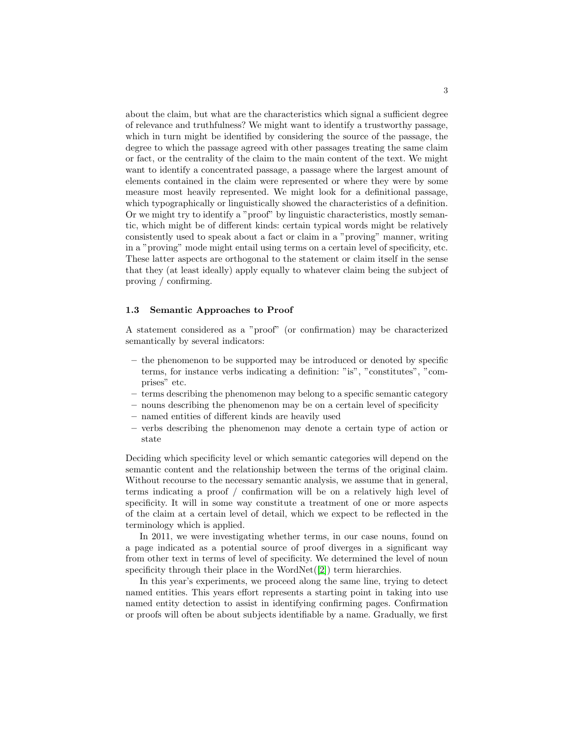about the claim, but what are the characteristics which signal a sufficient degree of relevance and truthfulness? We might want to identify a trustworthy passage, which in turn might be identified by considering the source of the passage, the degree to which the passage agreed with other passages treating the same claim or fact, or the centrality of the claim to the main content of the text. We might want to identify a concentrated passage, a passage where the largest amount of elements contained in the claim were represented or where they were by some measure most heavily represented. We might look for a definitional passage, which typographically or linguistically showed the characteristics of a definition. Or we might try to identify a "proof" by linguistic characteristics, mostly semantic, which might be of different kinds: certain typical words might be relatively consistently used to speak about a fact or claim in a "proving" manner, writing in a "proving" mode might entail using terms on a certain level of specificity, etc. These latter aspects are orthogonal to the statement or claim itself in the sense that they (at least ideally) apply equally to whatever claim being the subject of proving / confirming.

### 1.3 Semantic Approaches to Proof

A statement considered as a "proof" (or confirmation) may be characterized semantically by several indicators:

- the phenomenon to be supported may be introduced or denoted by specific terms, for instance verbs indicating a definition: "is", "constitutes", "comprises" etc.
- terms describing the phenomenon may belong to a specific semantic category
- nouns describing the phenomenon may be on a certain level of specificity
- named entities of different kinds are heavily used
- verbs describing the phenomenon may denote a certain type of action or state

Deciding which specificity level or which semantic categories will depend on the semantic content and the relationship between the terms of the original claim. Without recourse to the necessary semantic analysis, we assume that in general, terms indicating a proof / confirmation will be on a relatively high level of specificity. It will in some way constitute a treatment of one or more aspects of the claim at a certain level of detail, which we expect to be reflected in the terminology which is applied.

In 2011, we were investigating whether terms, in our case nouns, found on a page indicated as a potential source of proof diverges in a significant way from other text in terms of level of specificity. We determined the level of noun specificity through their place in the WordNet([2]) term hierarchies.

In this year's experiments, we proceed along the same line, trying to detect named entities. This years effort represents a starting point in taking into use named entity detection to assist in identifying confirming pages. Confirmation or proofs will often be about subjects identifiable by a name. Gradually, we first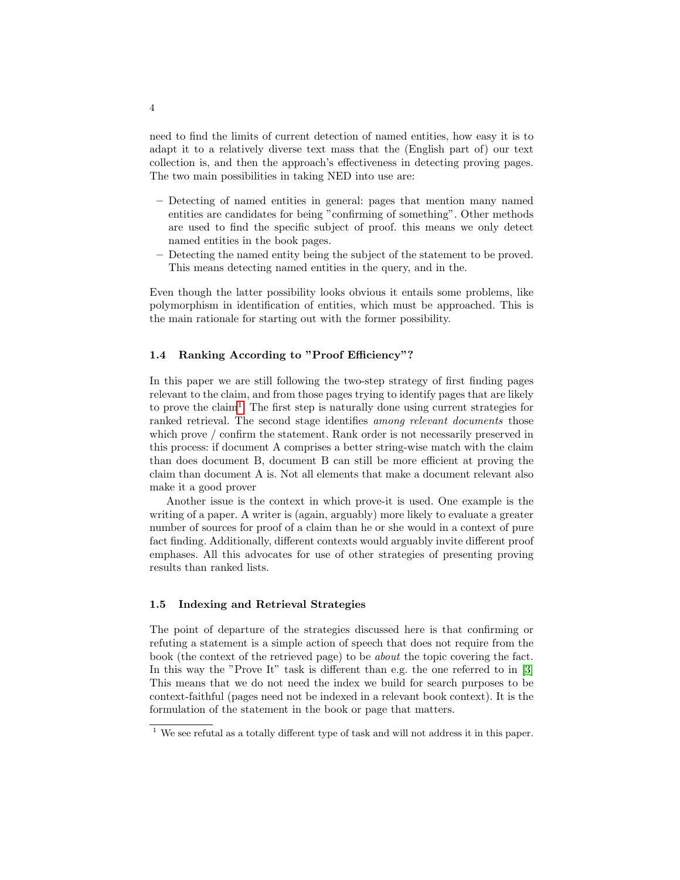need to find the limits of current detection of named entities, how easy it is to adapt it to a relatively diverse text mass that the (English part of) our text collection is, and then the approach's effectiveness in detecting proving pages. The two main possibilities in taking NED into use are:

- Detecting of named entities in general: pages that mention many named entities are candidates for being "confirming of something". Other methods are used to find the specific subject of proof. this means we only detect named entities in the book pages.
- Detecting the named entity being the subject of the statement to be proved. This means detecting named entities in the query, and in the.

Even though the latter possibility looks obvious it entails some problems, like polymorphism in identification of entities, which must be approached. This is the main rationale for starting out with the former possibility.

### 1.4 Ranking According to "Proof Efficiency"?

In this paper we are still following the two-step strategy of first finding pages relevant to the claim, and from those pages trying to identify pages that are likely to prove the claim[1]. The first step is naturally done using current strategies for ranked retrieval. The second stage identifies *among relevant documents* those which prove / confirm the statement. Rank order is not necessarily preserved in this process: if document A comprises a better string-wise match with the claim than does document B, document B can still be more efficient at proving the claim than document A is. Not all elements that make a document relevant also make it a good prover

Another issue is the context in which prove-it is used. One example is the writing of a paper. A writer is (again, arguably) more likely to evaluate a greater number of sources for proof of a claim than he or she would in a context of pure fact finding. Additionally, different contexts would arguably invite different proof emphases. All this advocates for use of other strategies of presenting proving results than ranked lists.

### 1.5 Indexing and Retrieval Strategies

The point of departure of the strategies discussed here is that confirming or refuting a statement is a simple action of speech that does not require from the book (the context of the retrieved page) to be *about* the topic covering the fact. In this way the "Prove It" task is different than e.g. the one referred to in [3]. This means that we do not need the index we build for search purposes to be context-faithful (pages need not be indexed in a relevant book context). It is the formulation of the statement in the book or page that matters.

[1] We see refutal as a totally different type of task and will not address it in this paper.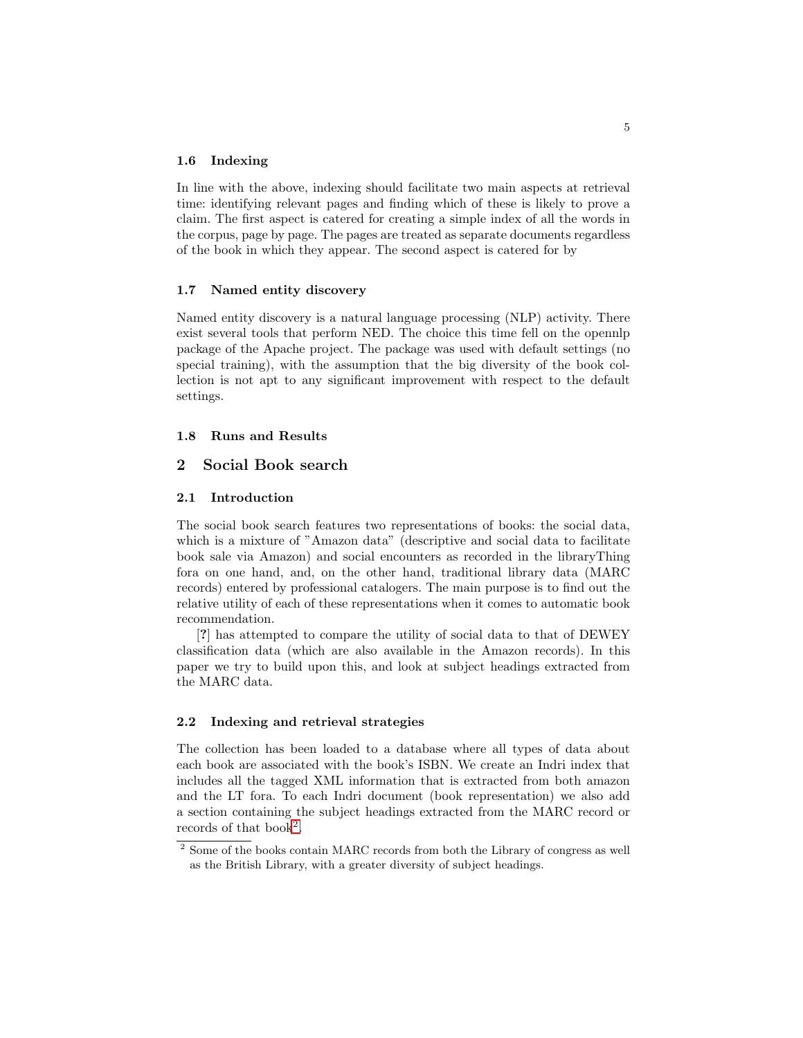### 1.6 Indexing

In line with the above, indexing should facilitate two main aspects at retrieval time: identifying relevant pages and finding which of these is likely to prove a claim. The first aspect is catered for creating a simple index of all the words in the corpus, page by page. The pages are treated as separate documents regardless of the book in which they appear. The second aspect is catered for by

### 1.7 Named entity discovery

Named entity discovery is a natural language processing (NLP) activity. There exist several tools that perform NED. The choice this time fell on the opennlp package of the Apache project. The package was used with default settings (no special training), with the assumption that the big diversity of the book collection is not apt to any significant improvement with respect to the default settings.

### 1.8 Runs and Results

## 2 Social Book search

### 2.1 Introduction

The social book search features two representations of books: the social data, which is a mixture of "Amazon data" (descriptive and social data to facilitate book sale via Amazon) and social encounters as recorded in the libraryThing fora on one hand, and, on the other hand, traditional library data (MARC records) entered by professional catalogers. The main purpose is to find out the relative utility of each of these representations when it comes to automatic book recommendation.

[?] has attempted to compare the utility of social data to that of DEWEY classification data (which are also available in the Amazon records). In this paper we try to build upon this, and look at subject headings extracted from the MARC data.

### 2.2 Indexing and retrieval strategies

The collection has been loaded to a database where all types of data about each book are associated with the book's ISBN. We create an Indri index that includes all the tagged XML information that is extracted from both amazon and the LT fora. To each Indri document (book representation) we also add a section containing the subject headings extracted from the MARC record or records of that book[2].

[2] Some of the books contain MARC records from both the Library of congress as well as the British Library, with a greater diversity of subject headings.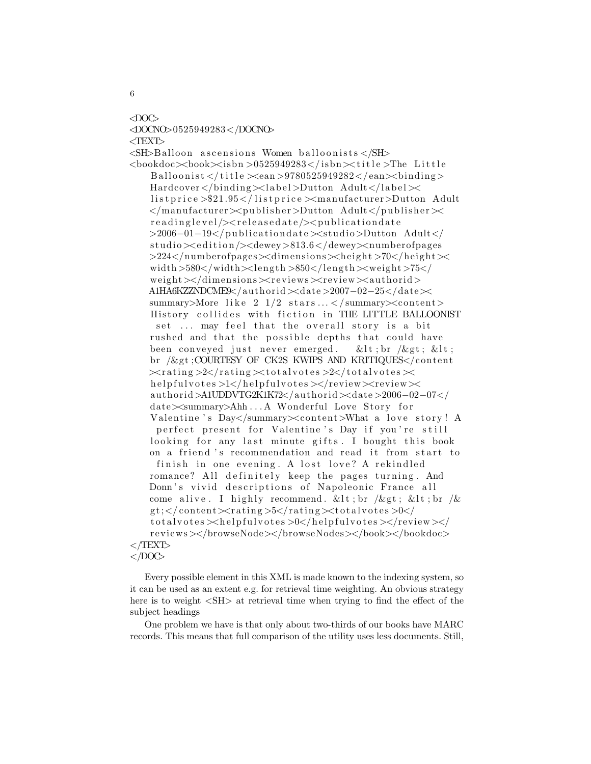```
<DOC>
<DOCNO>0525949283</DOCNO>
<TEXT>
<SH>Balloon ascensions Women balloonists</SH>
<bookdoc><book><isbn>0525949283</isbn><title>The Little
    Balloonist</title><ean>9780525949282</ean><binding>
    Hardcover</binding><label>Dutton Adult</label><
    listprice>$21.95</listprice><manufacturer>Dutton Adult
    </manufacturer><publisher>Dutton Adult</publisher><
    readinglevel/><releasedate/><publicationdate
    >2006-01-19</publicationdate><studio>Dutton Adult</
    studio><edition/><dewey>813.6</dewey><numberofpages
    >224</numberofpages><dimensions><height>70</height><
    width>580</width><length>850</length><weight>75</
    weight></dimensions><reviews><review><authorid>
    A1HA6KZZNDCME9</authorid><date>2007-02-25</date><
    summary>More like 2 1/2 stars...</summary><content>
    History collides with fiction in THE LITTLE BALLOONIST
     set ... may feel that the overall story is a bit
    rushed and that the possible depths that could have
    been conveyed just never emerged.   &lt;br /&gt; &lt;
    br /&gt;COURTESY OF CK2S KWIPS AND KRITIQUES</content
    ><rating>2</rating><totalvotes>2</totalvotes><
    helpfulvotes>1</helpfulvotes></review><review><
    authorid>A1UDDVTG2K1K72</authorid><date>2006-02-07</
    date><summary>Ahh...A Wonderful Love Story for
    Valentine's Day</summary><content>What a love story! A
     perfect present for Valentine's Day if you're still
    looking for any last minute gifts. I bought this book
    on a friend's recommendation and read it from start to
     finish in one evening. A lost love? A rekindled
    romance? All definitely keep the pages turning. And
    Donn's vivid descriptions of Napoleonic France all
    come alive. I highly recommend. &lt;br /&gt; &lt;br /&
    gt;</content><rating>5</rating><totalvotes>0</
    totalvotes><helpfulvotes>0</helpfulvotes></review></
    reviews></browseNode></browseNodes></book></bookdoc>
</TEXT>
</DOC>
```

Every possible element in this XML is made known to the indexing system, so it can be used as an extent e.g. for retrieval time weighting. An obvious strategy here is to weight <SH> at retrieval time when trying to find the effect of the subject headings

One problem we have is that only about two-thirds of our books have MARC records. This means that full comparison of the utility uses less documents. Still,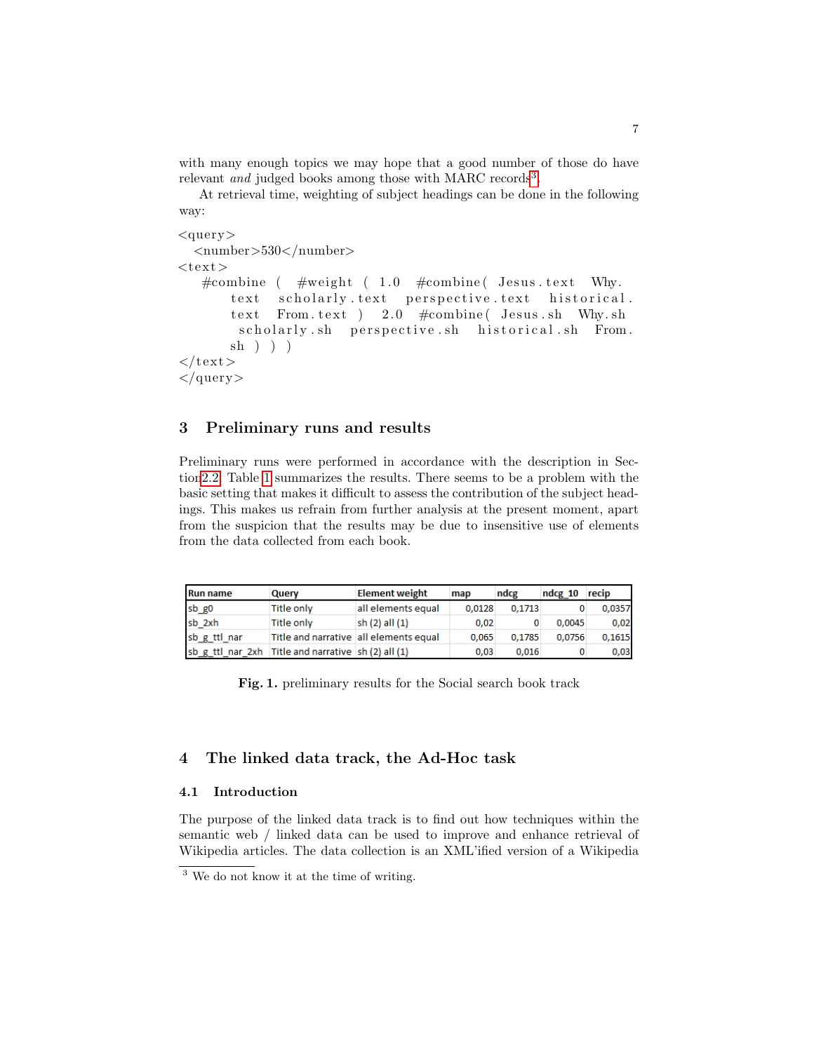with many enough topics we may hope that a good number of those do have relevant *and* judged books among those with MARC records[3].

At retrieval time, weighting of subject headings can be done in the following way:

```
<query>
  <number>530</number>
<text>
   #combine ( #weight ( 1.0 #combine( Jesus.text Why.
       text scholarly.text perspective.text historical.
       text From.text ) 2.0 #combine( Jesus.sh Why.sh
        scholarly.sh perspective.sh historical.sh From.
       sh ) ) )
</text>
</query>
```

## 3 Preliminary runs and results

Preliminary runs were performed in accordance with the description in Section 2.2. Table 1 summarizes the results. There seems to be a problem with the basic setting that makes it difficult to assess the contribution of the subject headings. This makes us refrain from further analysis at the present moment, apart from the suspicion that the results may be due to insensitive use of elements from the data collected from each book.

| Run name | Query | Element weight | map | ndcg | ndcg_10 | recip |
|---|---|---|---|---|---|---|
| sb_g0 | Title only | all elements equal | 0,0128 | 0,1713 | 0 | 0,0357 |
| sb_2xh | Title only | sh (2) all (1) | 0,02 | 0 | 0,0045 | 0,02 |
| sb_g_ttl_nar | Title and narrative | all elements equal | 0,065 | 0,1785 | 0,0756 | 0,1615 |
| sb_g_ttl_nar_2xh | Title and narrative | sh (2) all (1) | 0,03 | 0,016 | 0 | 0,03 |

**Fig. 1.** preliminary results for the Social search book track

## 4 The linked data track, the Ad-Hoc task

### 4.1 Introduction

The purpose of the linked data track is to find out how techniques within the semantic web / linked data can be used to improve and enhance retrieval of Wikipedia articles. The data collection is an XML'ified version of a Wikipedia

[3] We do not know it at the time of writing.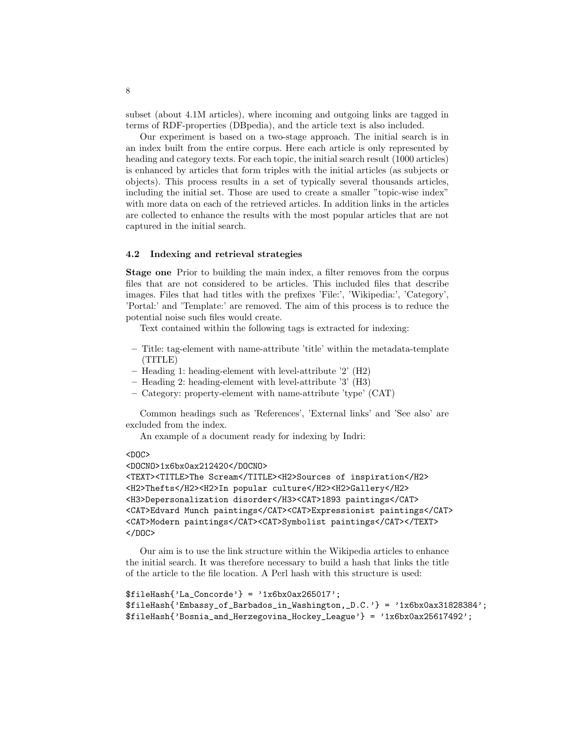subset (about 4.1M articles), where incoming and outgoing links are tagged in terms of RDF-properties (DBpedia), and the article text is also included.

Our experiment is based on a two-stage approach. The initial search is in an index built from the entire corpus. Here each article is only represented by heading and category texts. For each topic, the initial search result (1000 articles) is enhanced by articles that form triples with the initial articles (as subjects or objects). This process results in a set of typically several thousands articles, including the initial set. Those are used to create a smaller "topic-wise index" with more data on each of the retrieved articles. In addition links in the articles are collected to enhance the results with the most popular articles that are not captured in the initial search.

### 4.2 Indexing and retrieval strategies

**Stage one** Prior to building the main index, a filter removes from the corpus files that are not considered to be articles. This included files that describe images. Files that had titles with the prefixes 'File:', 'Wikipedia:', 'Category', 'Portal:' and 'Template:' are removed. The aim of this process is to reduce the potential noise such files would create.

Text contained within the following tags is extracted for indexing:

- Title: tag-element with name-attribute 'title' within the metadata-template (TITLE)
- Heading 1: heading-element with level-attribute '2' (H2)
- Heading 2: heading-element with level-attribute '3' (H3)
- Category: property-element with name-attribute 'type' (CAT)

Common headings such as 'References', 'External links' and 'See also' are excluded from the index.

An example of a document ready for indexing by Indri:

```
<DOC>
<DOCNO>1x6bx0ax212420</DOCNO>
<TEXT><TITLE>The Scream</TITLE><H2>Sources of inspiration</H2>
<H2>Thefts</H2><H2>In popular culture</H2><H2>Gallery</H2>
<H3>Depersonalization disorder</H3><CAT>1893 paintings</CAT>
<CAT>Edvard Munch paintings</CAT><CAT>Expressionist paintings</CAT>
<CAT>Modern paintings</CAT><CAT>Symbolist paintings</CAT></TEXT>
</DOC>
```

Our aim is to use the link structure within the Wikipedia articles to enhance the initial search. It was therefore necessary to build a hash that links the title of the article to the file location. A Perl hash with this structure is used:

```
$fileHash{'La_Concorde'} = '1x6bx0ax265017';
$fileHash{'Embassy_of_Barbados_in_Washington,_D.C.'} = '1x6bx0ax31828384';
$fileHash{'Bosnia_and_Herzegovina_Hockey_League'} = '1x6bx0ax25617492';
```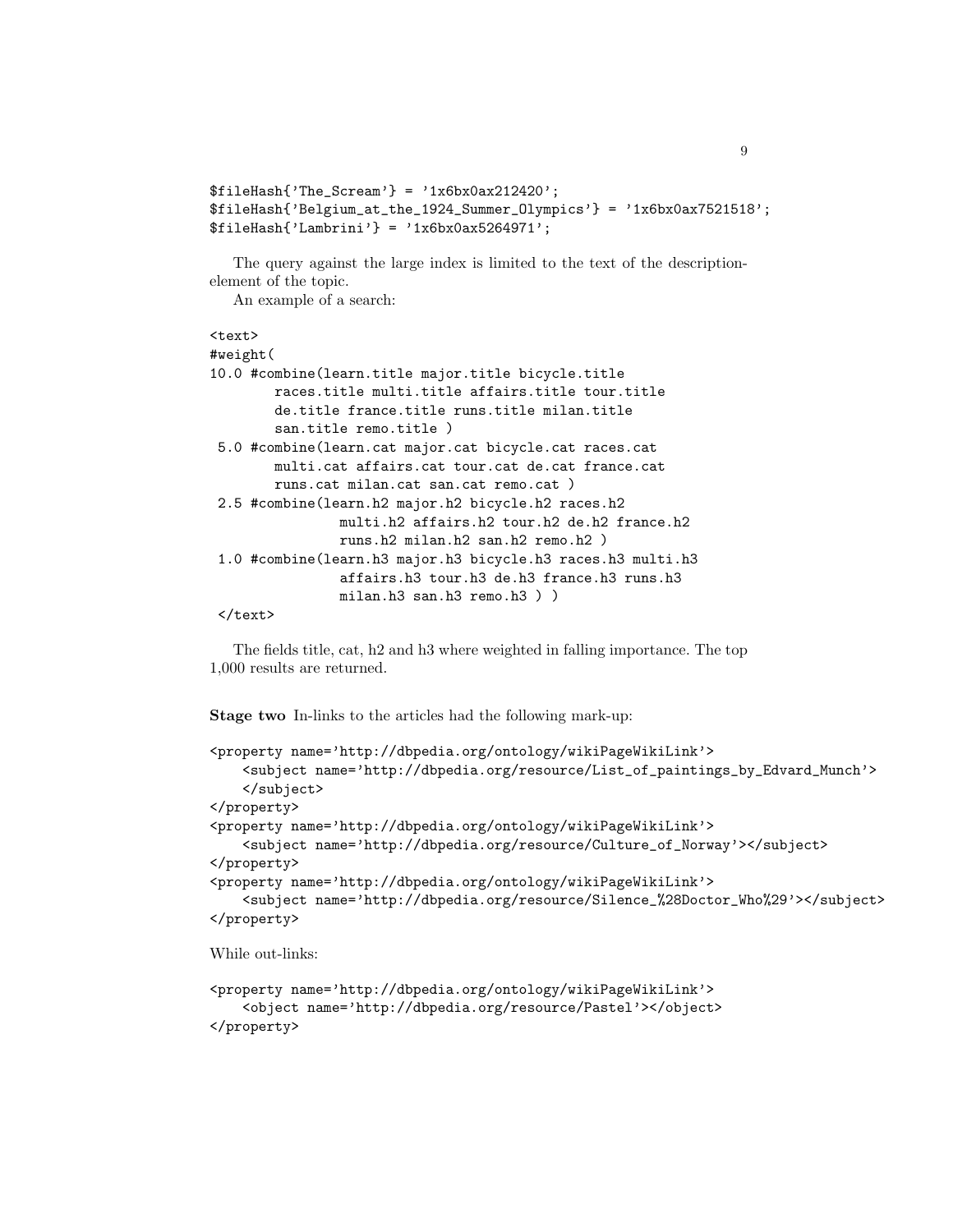```
$fileHash{'The_Scream'} = '1x6bx0ax212420';
$fileHash{'Belgium_at_the_1924_Summer_Olympics'} = '1x6bx0ax7521518';
$fileHash{'Lambrini'} = '1x6bx0ax5264971';
```

The query against the large index is limited to the text of the description-element of the topic.

An example of a search:

```
<text>
#weight(
10.0 #combine(learn.title major.title bicycle.title
        races.title multi.title affairs.title tour.title
        de.title france.title runs.title milan.title
        san.title remo.title )
 5.0 #combine(learn.cat major.cat bicycle.cat races.cat
        multi.cat affairs.cat tour.cat de.cat france.cat
        runs.cat milan.cat san.cat remo.cat )
 2.5 #combine(learn.h2 major.h2 bicycle.h2 races.h2
                multi.h2 affairs.h2 tour.h2 de.h2 france.h2
                runs.h2 milan.h2 san.h2 remo.h2 )
 1.0 #combine(learn.h3 major.h3 bicycle.h3 races.h3 multi.h3
                affairs.h3 tour.h3 de.h3 france.h3 runs.h3
                milan.h3 san.h3 remo.h3 ) )
 </text>
```

The fields title, cat, h2 and h3 where weighted in falling importance. The top 1,000 results are returned.

**Stage two** In-links to the articles had the following mark-up:

```
<property name='http://dbpedia.org/ontology/wikiPageWikiLink'>
    <subject name='http://dbpedia.org/resource/List_of_paintings_by_Edvard_Munch'>
    </subject>
</property>
<property name='http://dbpedia.org/ontology/wikiPageWikiLink'>
    <subject name='http://dbpedia.org/resource/Culture_of_Norway'></subject>
</property>
<property name='http://dbpedia.org/ontology/wikiPageWikiLink'>
    <subject name='http://dbpedia.org/resource/Silence_%28Doctor_Who%29'></subject>
</property>
```

While out-links:

```
<property name='http://dbpedia.org/ontology/wikiPageWikiLink'>
    <object name='http://dbpedia.org/resource/Pastel'></object>
</property>
```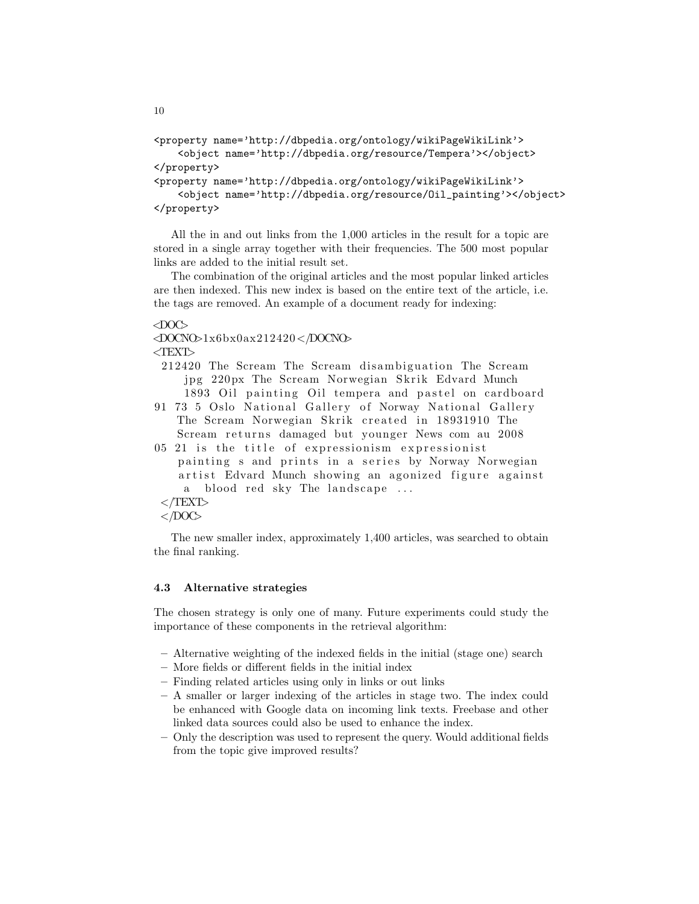```
<property name='http://dbpedia.org/ontology/wikiPageWikiLink'>
    <object name='http://dbpedia.org/resource/Tempera'></object>
</property>
<property name='http://dbpedia.org/ontology/wikiPageWikiLink'>
    <object name='http://dbpedia.org/resource/Oil_painting'></object>
</property>
```

All the in and out links from the 1,000 articles in the result for a topic are stored in a single array together with their frequencies. The 500 most popular links are added to the initial result set.

The combination of the original articles and the most popular linked articles are then indexed. This new index is based on the entire text of the article, i.e. the tags are removed. An example of a document ready for indexing:

```
<DOC>
<DOCNO>1x6bx0ax212420</DOCNO>
<TEXT>
 212420 The Scream The Scream disambiguation The Scream
     jpg 220px The Scream Norwegian Skrik Edvard Munch
     1893 Oil painting Oil tempera and pastel on cardboard
91 73 5 Oslo National Gallery of Norway National Gallery
    The Scream Norwegian Skrik created in 18931910 The
    Scream returns damaged but younger News com au 2008
05 21 is the title of expressionism expressionist
    painting s and prints in a series by Norway Norwegian
    artist Edvard Munch showing an agonized figure against
     a  blood red sky The landscape ...
 </TEXT>
 </DOC>
```

The new smaller index, approximately 1,400 articles, was searched to obtain the final ranking.

### 4.3 Alternative strategies

The chosen strategy is only one of many. Future experiments could study the importance of these components in the retrieval algorithm:

- Alternative weighting of the indexed fields in the initial (stage one) search
- More fields or different fields in the initial index
- Finding related articles using only in links or out links
- A smaller or larger indexing of the articles in stage two. The index could be enhanced with Google data on incoming link texts. Freebase and other linked data sources could also be used to enhance the index.
- Only the description was used to represent the query. Would additional fields from the topic give improved results?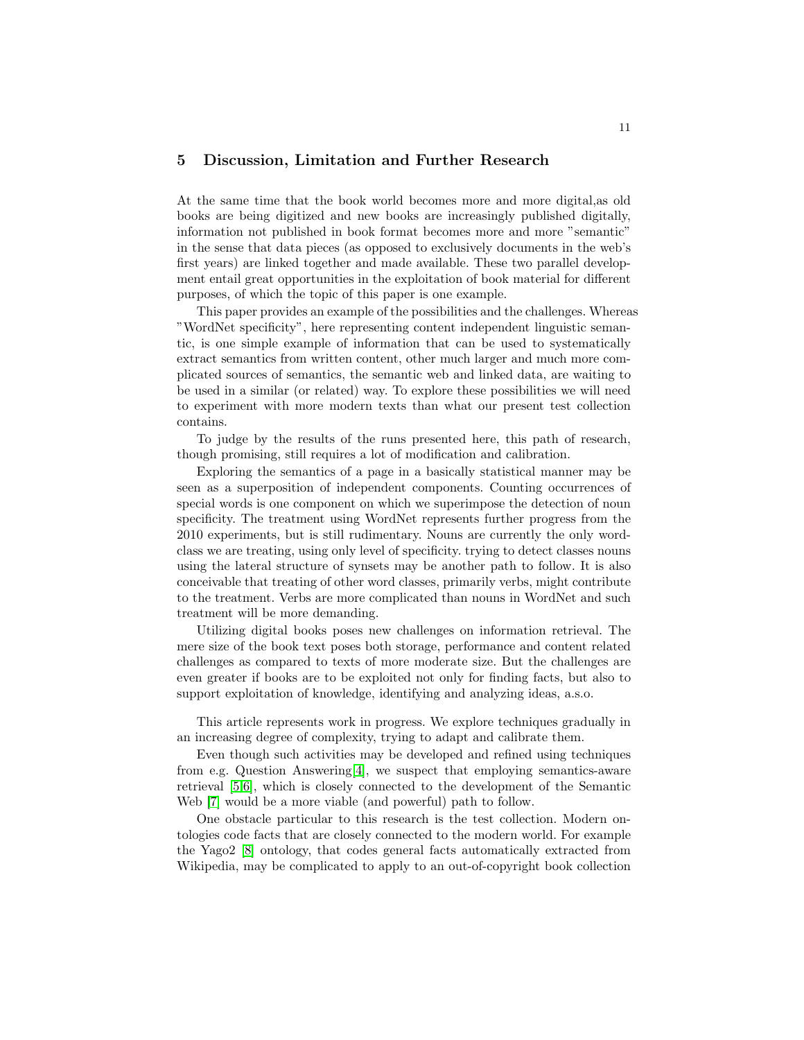## 5 Discussion, Limitation and Further Research

At the same time that the book world becomes more and more digital,as old books are being digitized and new books are increasingly published digitally, information not published in book format becomes more and more "semantic" in the sense that data pieces (as opposed to exclusively documents in the web's first years) are linked together and made available. These two parallel development entail great opportunities in the exploitation of book material for different purposes, of which the topic of this paper is one example.

This paper provides an example of the possibilities and the challenges. Whereas "WordNet specificity", here representing content independent linguistic semantic, is one simple example of information that can be used to systematically extract semantics from written content, other much larger and much more complicated sources of semantics, the semantic web and linked data, are waiting to be used in a similar (or related) way. To explore these possibilities we will need to experiment with more modern texts than what our present test collection contains.

To judge by the results of the runs presented here, this path of research, though promising, still requires a lot of modification and calibration.

Exploring the semantics of a page in a basically statistical manner may be seen as a superposition of independent components. Counting occurrences of special words is one component on which we superimpose the detection of noun specificity. The treatment using WordNet represents further progress from the 2010 experiments, but is still rudimentary. Nouns are currently the only word-class we are treating, using only level of specificity. trying to detect classes nouns using the lateral structure of synsets may be another path to follow. It is also conceivable that treating of other word classes, primarily verbs, might contribute to the treatment. Verbs are more complicated than nouns in WordNet and such treatment will be more demanding.

Utilizing digital books poses new challenges on information retrieval. The mere size of the book text poses both storage, performance and content related challenges as compared to texts of more moderate size. But the challenges are even greater if books are to be exploited not only for finding facts, but also to support exploitation of knowledge, identifying and analyzing ideas, a.s.o.

This article represents work in progress. We explore techniques gradually in an increasing degree of complexity, trying to adapt and calibrate them.

Even though such activities may be developed and refined using techniques from e.g. Question Answering[4], we suspect that employing semantics-aware retrieval [5,6], which is closely connected to the development of the Semantic Web [7] would be a more viable (and powerful) path to follow.

One obstacle particular to this research is the test collection. Modern ontologies code facts that are closely connected to the modern world. For example the Yago2 [8] ontology, that codes general facts automatically extracted from Wikipedia, may be complicated to apply to an out-of-copyright book collection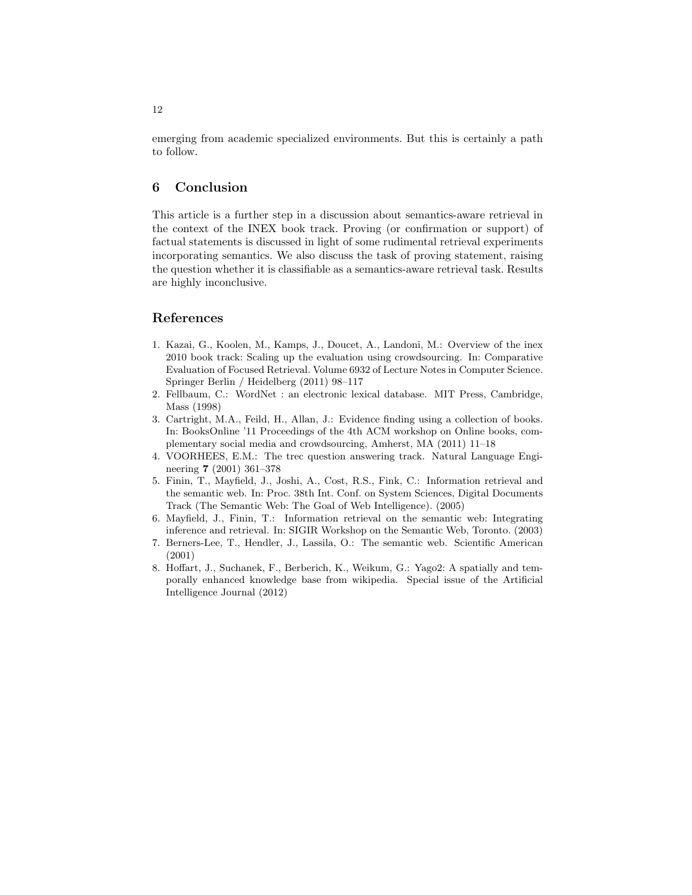emerging from academic specialized environments. But this is certainly a path to follow.

## 6 Conclusion

This article is a further step in a discussion about semantics-aware retrieval in the context of the INEX book track. Proving (or confirmation or support) of factual statements is discussed in light of some rudimental retrieval experiments incorporating semantics. We also discuss the task of proving statement, raising the question whether it is classifiable as a semantics-aware retrieval task. Results are highly inconclusive.

## References

1. Kazai, G., Koolen, M., Kamps, J., Doucet, A., Landoni, M.: Overview of the inex 2010 book track: Scaling up the evaluation using crowdsourcing. In: Comparative Evaluation of Focused Retrieval. Volume 6932 of Lecture Notes in Computer Science. Springer Berlin / Heidelberg (2011) 98–117
2. Fellbaum, C.: WordNet : an electronic lexical database. MIT Press, Cambridge, Mass (1998)
3. Cartright, M.A., Feild, H., Allan, J.: Evidence finding using a collection of books. In: BooksOnline '11 Proceedings of the 4th ACM workshop on Online books, complementary social media and crowdsourcing, Amherst, MA (2011) 11–18
4. VOORHEES, E.M.: The trec question answering track. Natural Language Engineering **7** (2001) 361–378
5. Finin, T., Mayfield, J., Joshi, A., Cost, R.S., Fink, C.: Information retrieval and the semantic web. In: Proc. 38th Int. Conf. on System Sciences, Digital Documents Track (The Semantic Web: The Goal of Web Intelligence). (2005)
6. Mayfield, J., Finin, T.: Information retrieval on the semantic web: Integrating inference and retrieval. In: SIGIR Workshop on the Semantic Web, Toronto. (2003)
7. Berners-Lee, T., Hendler, J., Lassila, O.: The semantic web. Scientific American (2001)
8. Hoffart, J., Suchanek, F., Berberich, K., Weikum, G.: Yago2: A spatially and temporally enhanced knowledge base from wikipedia. Special issue of the Artificial Intelligence Journal (2012)